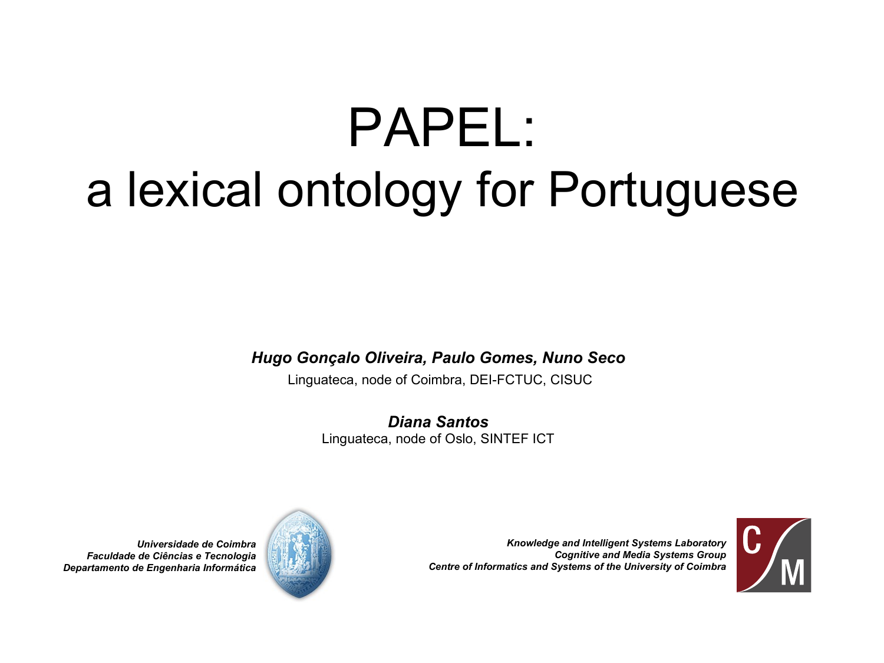# PAPEL:
# a lexical ontology for Portuguese

***Hugo Gonçalo Oliveira, Paulo Gomes, Nuno Seco***

Linguateca, node of Coimbra, DEI-FCTUC, CISUC

***Diana Santos***

Linguateca, node of Oslo, SINTEF ICT

***Universidade de Coimbra***
***Faculdade de Ciências e Tecnologia***
***Departamento de Engenharia Informática***

***Knowledge and Intelligent Systems Laboratory***
***Cognitive and Media Systems Group***
***Centre of Informatics and Systems of the University of Coimbra***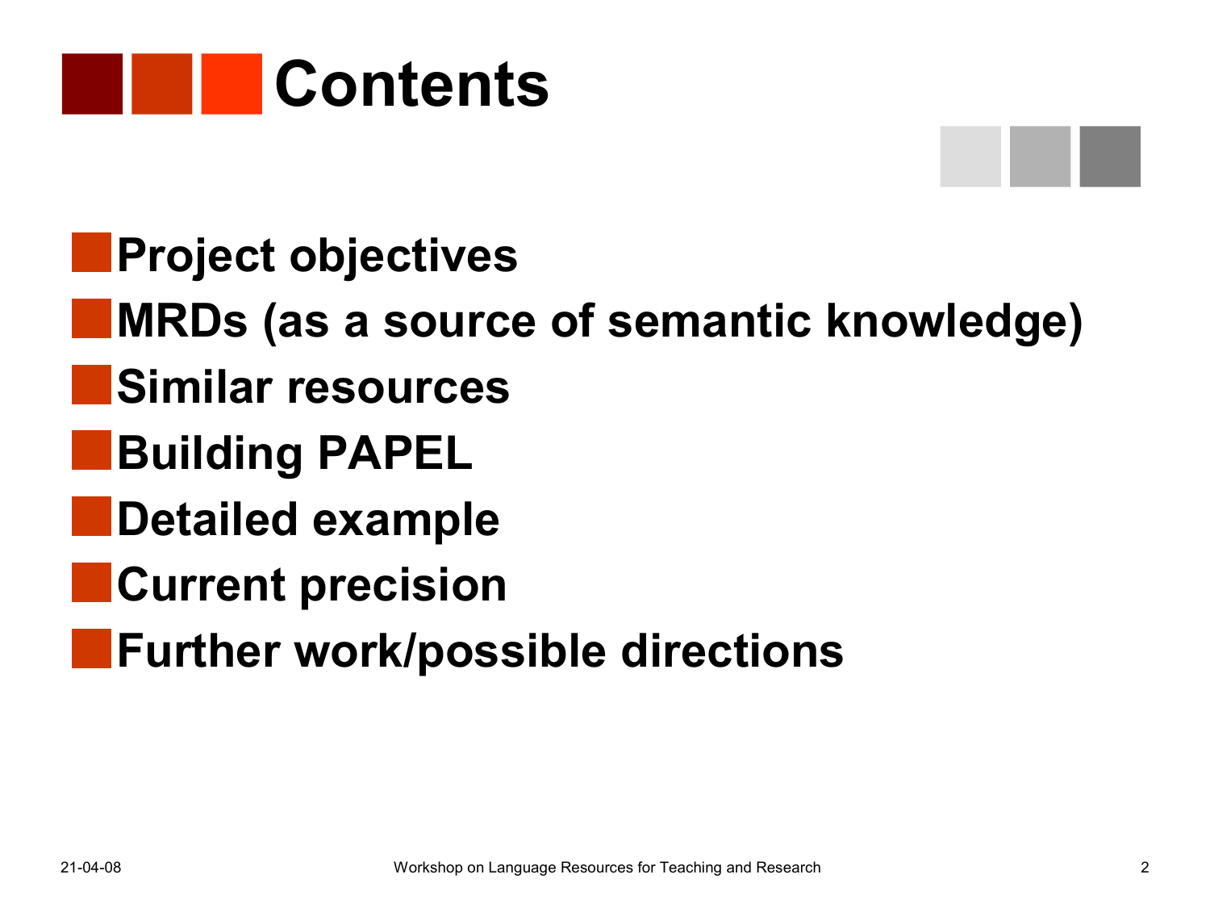# Contents

- Project objectives
- MRDs (as a source of semantic knowledge)
- Similar resources
- Building PAPEL
- Detailed example
- Current precision
- Further work/possible directions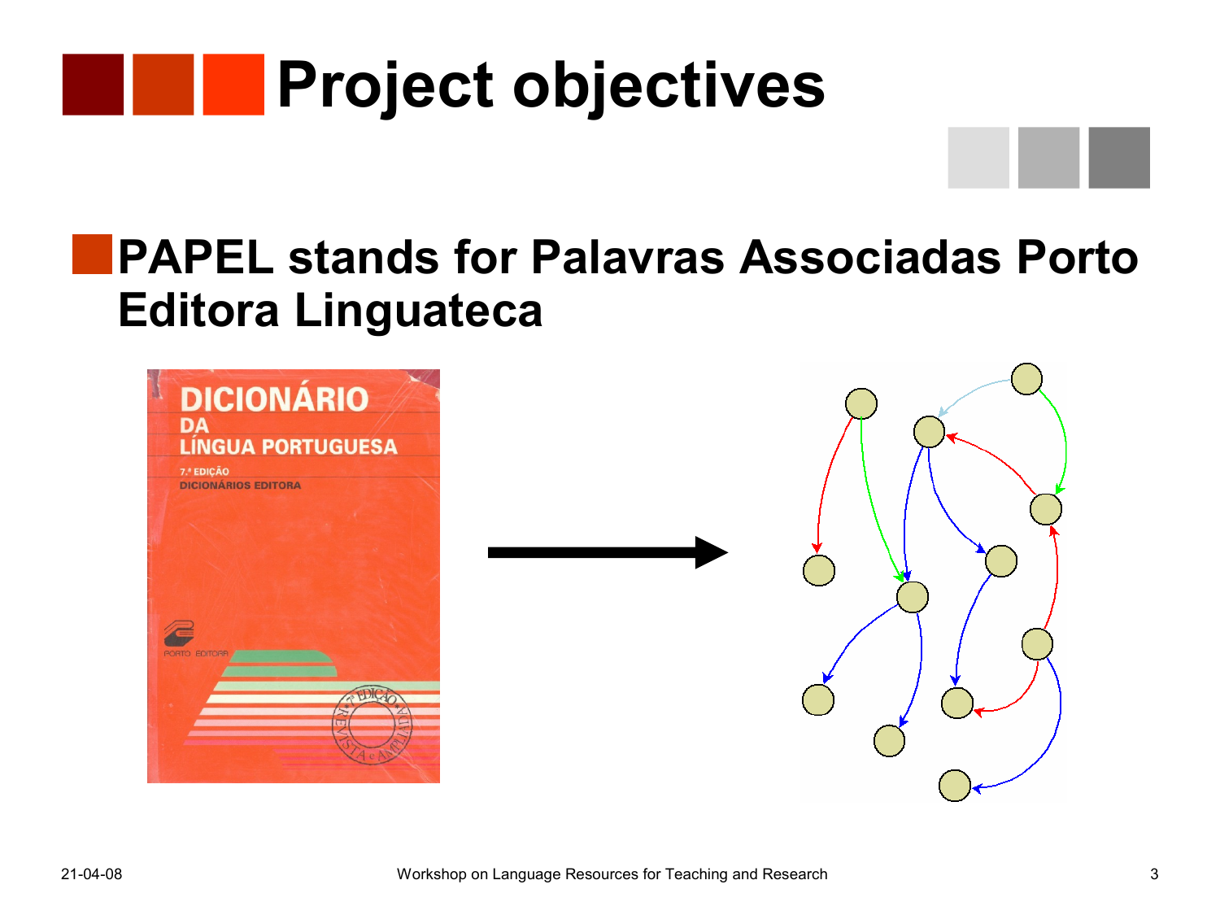# Project objectives

- PAPEL stands for Palavras Associadas Porto Editora Linguateca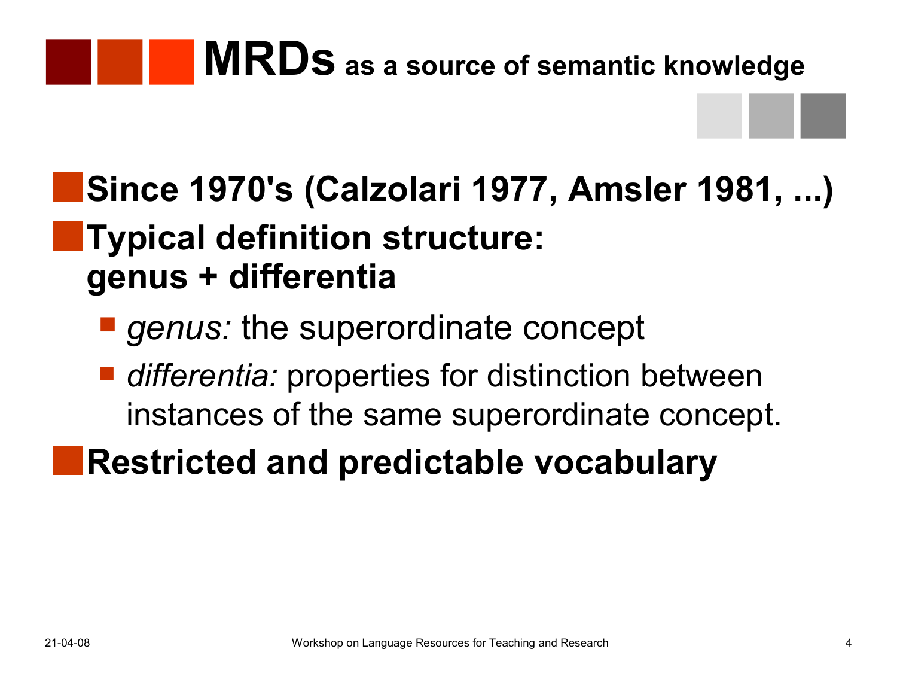# MRDs as a source of semantic knowledge

- **Since 1970's (Calzolari 1977, Amsler 1981, ...)**
- **Typical definition structure: genus + differentia**
  - *genus:* the superordinate concept
  - *differentia:* properties for distinction between instances of the same superordinate concept.
- **Restricted and predictable vocabulary**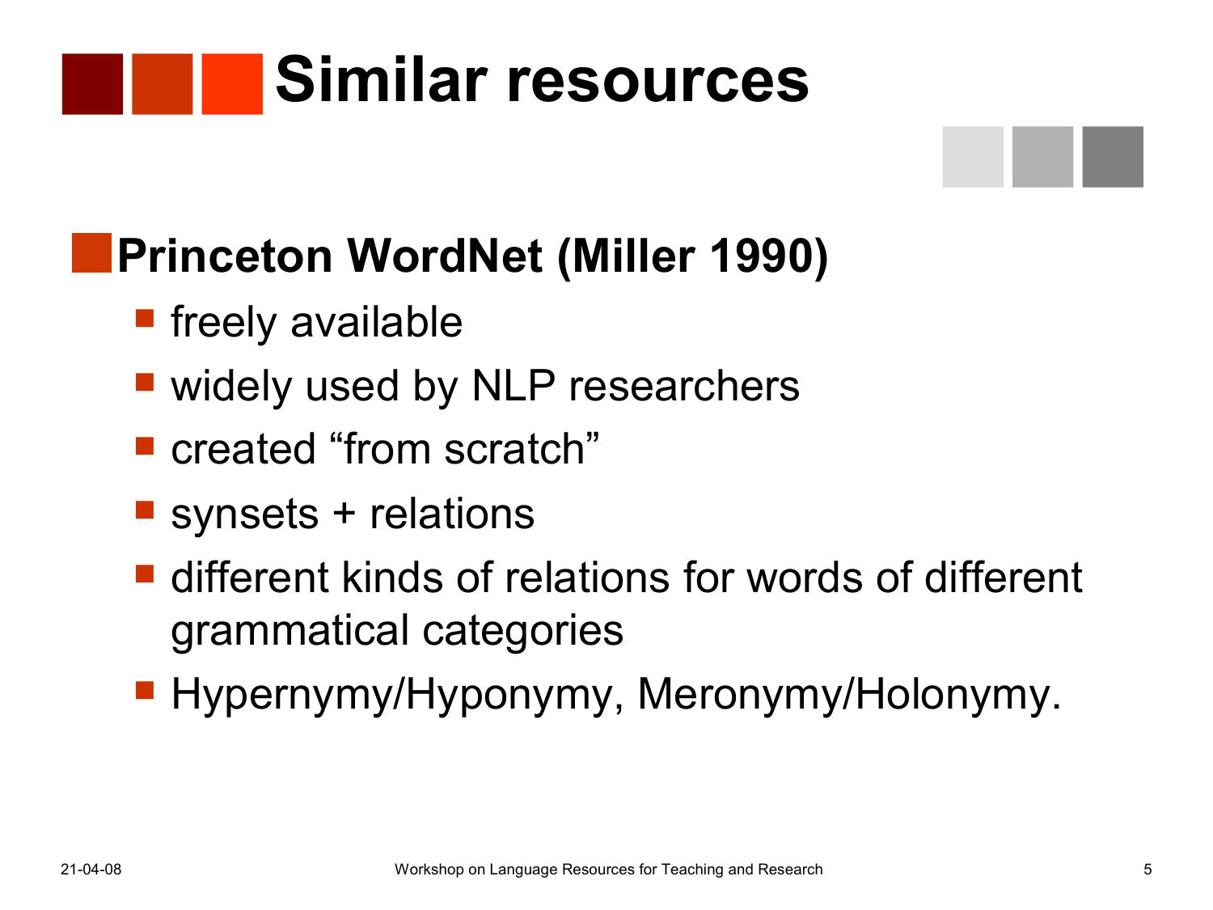# Similar resources

- **Princeton WordNet (Miller 1990)**
  - freely available
  - widely used by NLP researchers
  - created “from scratch”
  - synsets + relations
  - different kinds of relations for words of different grammatical categories
  - Hypernymy/Hyponymy, Meronymy/Holonymy.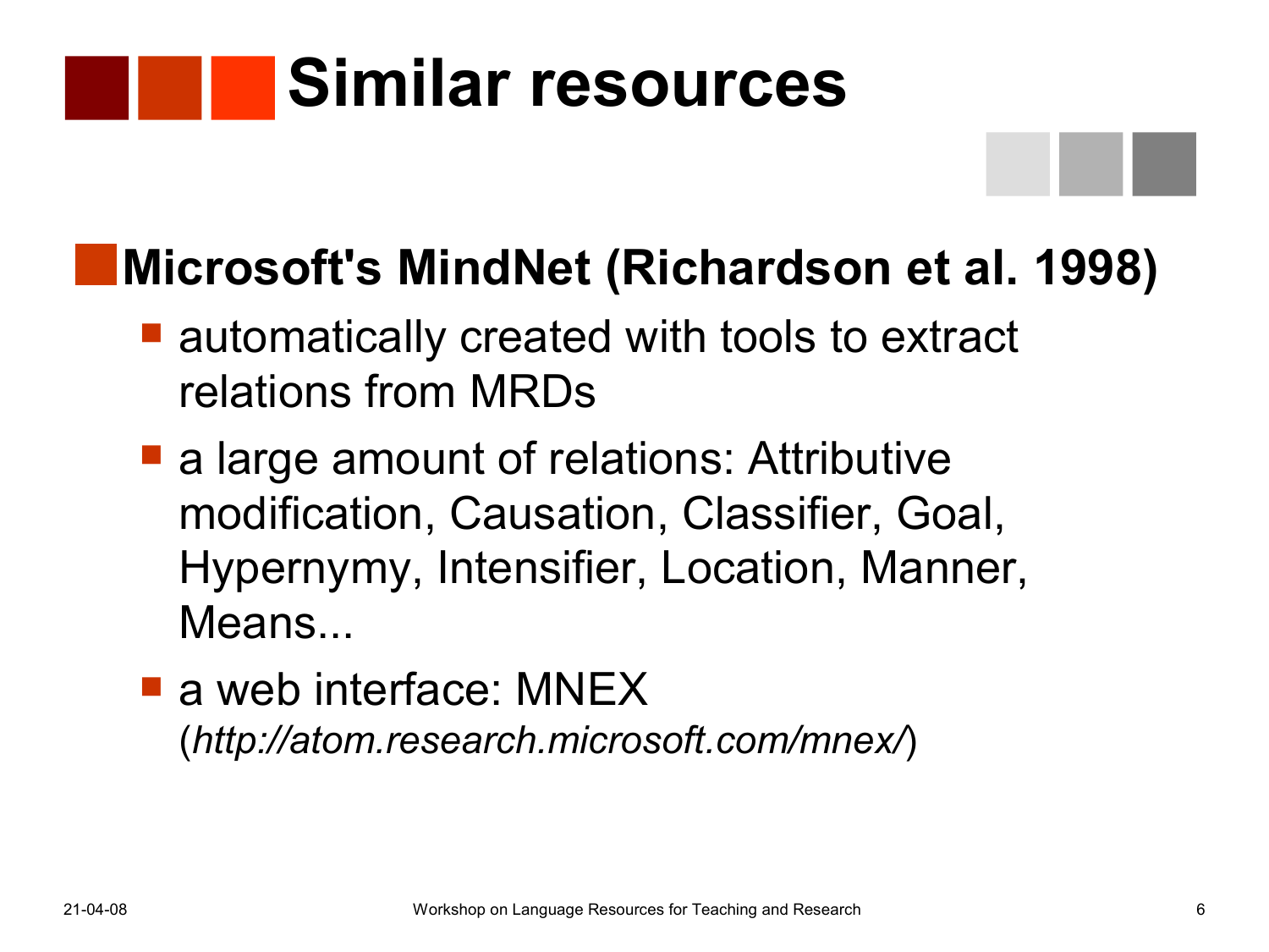# Similar resources

- **Microsoft's MindNet (Richardson et al. 1998)**
  - automatically created with tools to extract relations from MRDs
  - a large amount of relations: Attributive modification, Causation, Classifier, Goal, Hypernymy, Intensifier, Location, Manner, Means...
  - a web interface: MNEX (*http://atom.research.microsoft.com/mnex/*)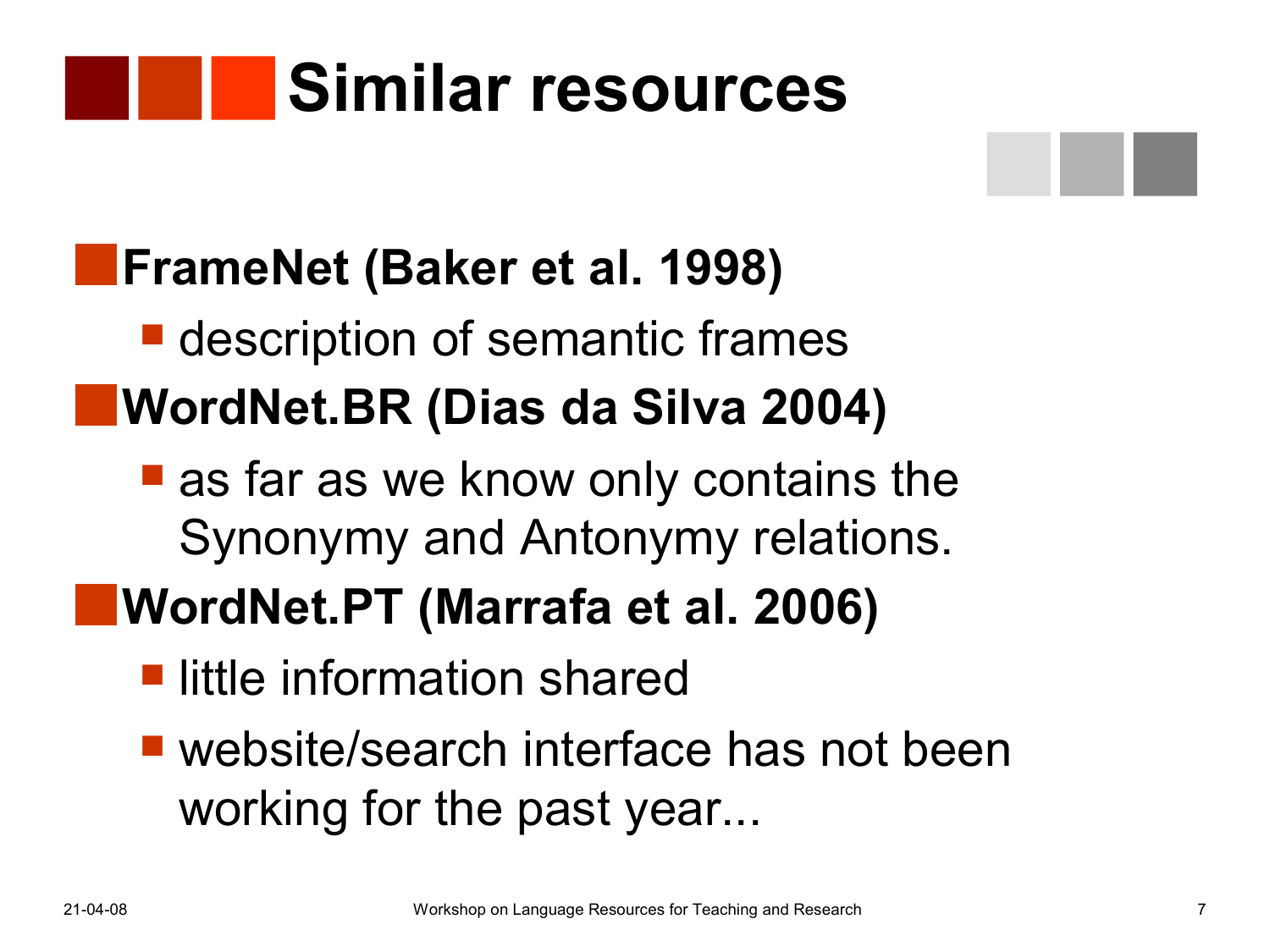# Similar resources

- **FrameNet (Baker et al. 1998)**
  - description of semantic frames
- **WordNet.BR (Dias da Silva 2004)**
  - as far as we know only contains the Synonymy and Antonymy relations.
- **WordNet.PT (Marrafa et al. 2006)**
  - little information shared
  - website/search interface has not been working for the past year...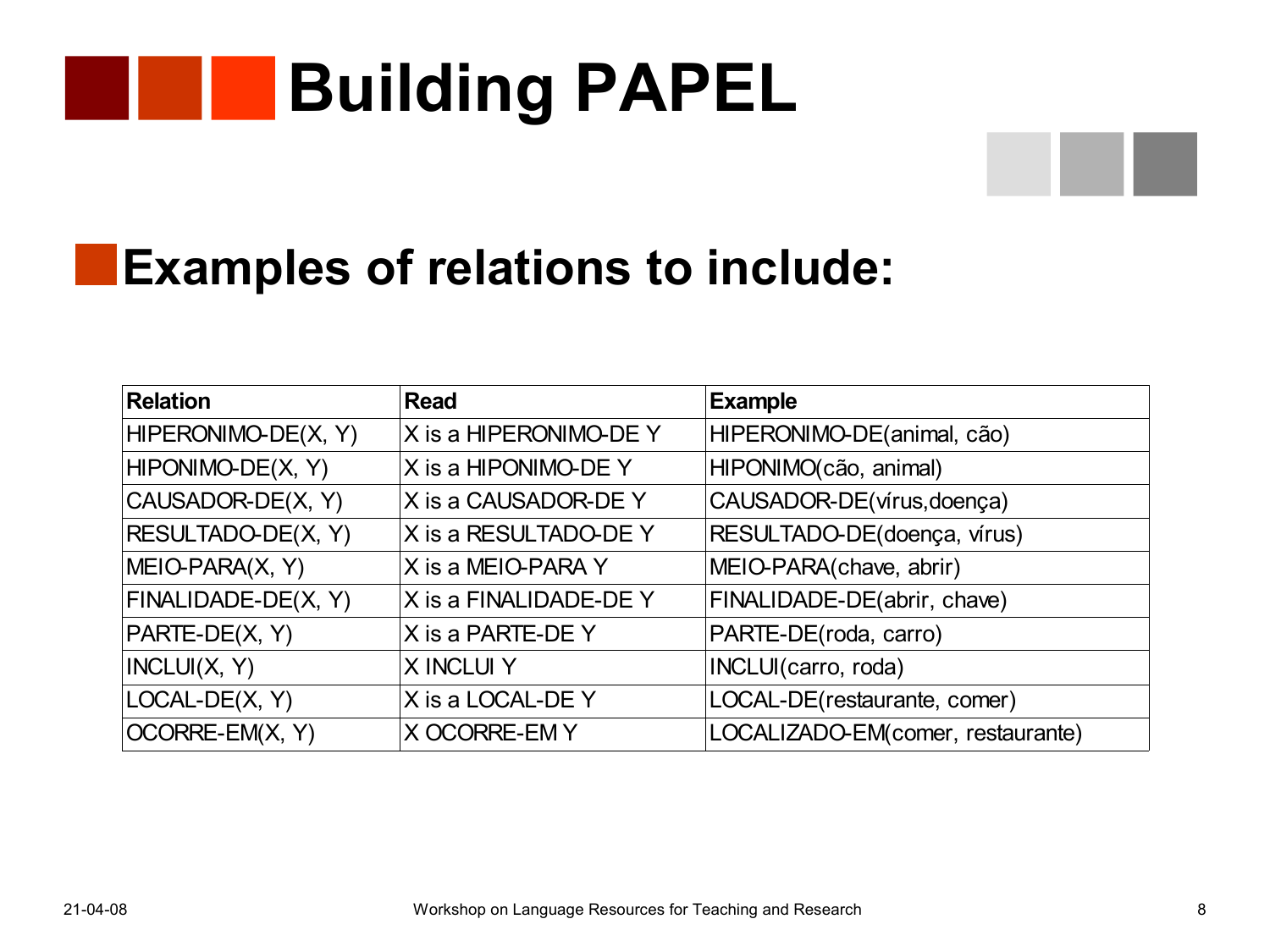# Building PAPEL

## Examples of relations to include:

| Relation | Read | Example |
| --- | --- | --- |
| HIPERONIMO-DE(X, Y) | X is a HIPERONIMO-DE Y | HIPERONIMO-DE(animal, cão) |
| HIPONIMO-DE(X, Y) | X is a HIPONIMO-DE Y | HIPONIMO(cão, animal) |
| CAUSADOR-DE(X, Y) | X is a CAUSADOR-DE Y | CAUSADOR-DE(vírus,doença) |
| RESULTADO-DE(X, Y) | X is a RESULTADO-DE Y | RESULTADO-DE(doença, vírus) |
| MEIO-PARA(X, Y) | X is a MEIO-PARA Y | MEIO-PARA(chave, abrir) |
| FINALIDADE-DE(X, Y) | X is a FINALIDADE-DE Y | FINALIDADE-DE(abrir, chave) |
| PARTE-DE(X, Y) | X is a PARTE-DE Y | PARTE-DE(roda, carro) |
| INCLUI(X, Y) | X INCLUI Y | INCLUI(carro, roda) |
| LOCAL-DE(X, Y) | X is a LOCAL-DE Y | LOCAL-DE(restaurante, comer) |
| OCORRE-EM(X, Y) | X OCORRE-EM Y | LOCALIZADO-EM(comer, restaurante) |

21-04-08

Workshop on Language Resources for Teaching and Research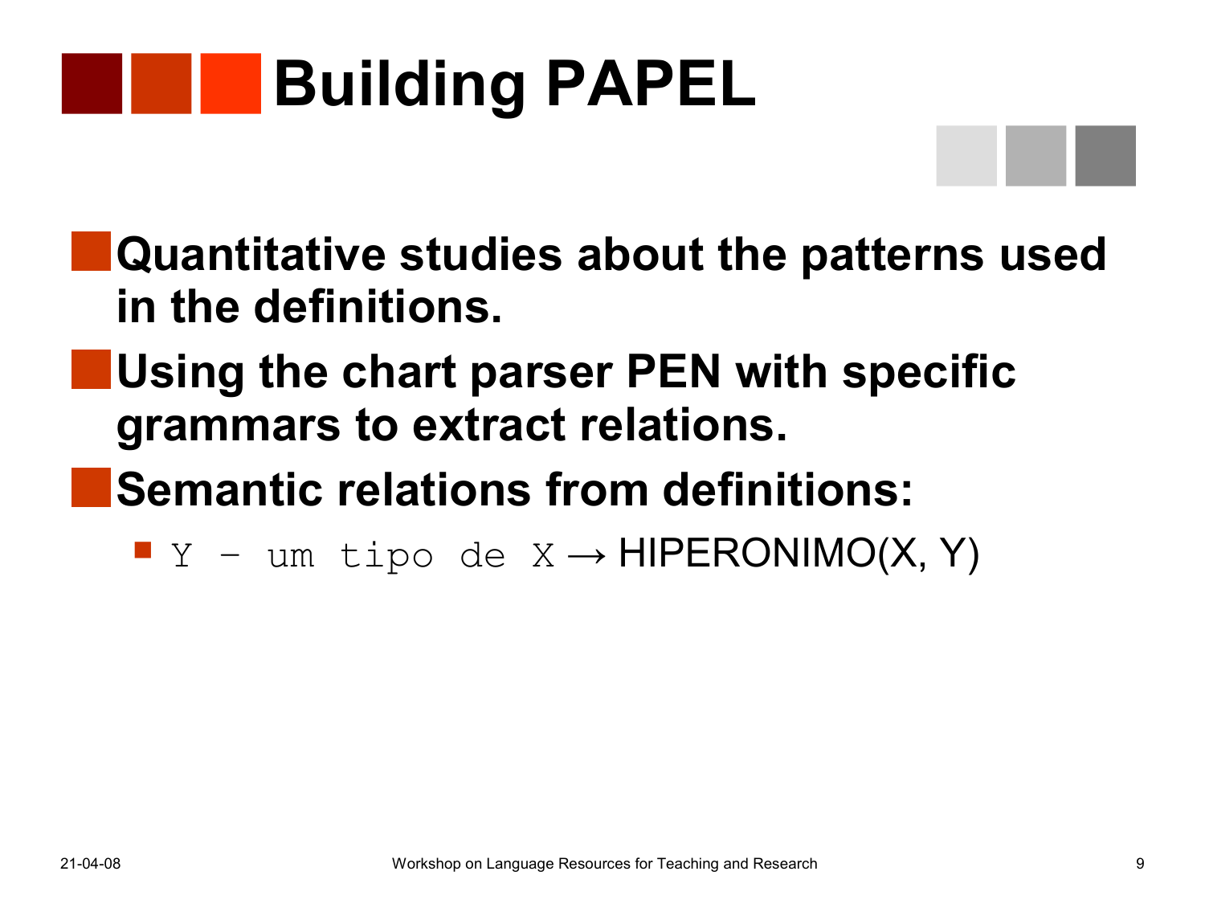# Building PAPEL

- **Quantitative studies about the patterns used in the definitions.**
- **Using the chart parser PEN with specific grammars to extract relations.**
- **Semantic relations from definitions:**
  - `Y - um tipo de X` → HIPERONIMO(X, Y)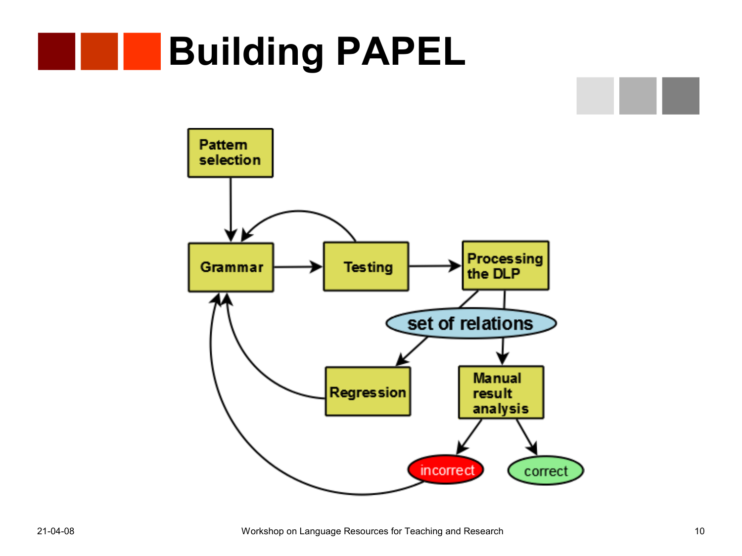# Building PAPEL

Pattern selection

Grammar

Testing

Processing the DLP

set of relations

Regression

Manual result analysis

incorrect

correct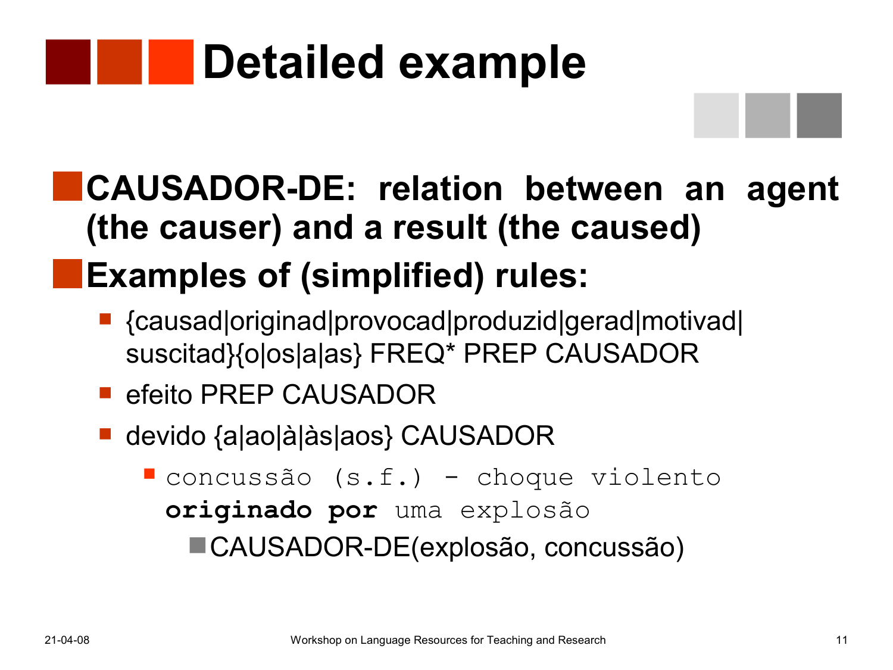# Detailed example

- **CAUSADOR-DE: relation between an agent (the causer) and a result (the caused)**
- **Examples of (simplified) rules:**
  - {causad|originad|provocad|produzid|gerad|motivad|suscitad}{o|os|a|as} FREQ* PREP CAUSADOR
  - efeito PREP CAUSADOR
  - devido {a|ao|à|às|aos} CAUSADOR
    - `concussão (s.f.) - choque violento` **`originado por`** `uma explosão`
      - CAUSADOR-DE(explosão, concussão)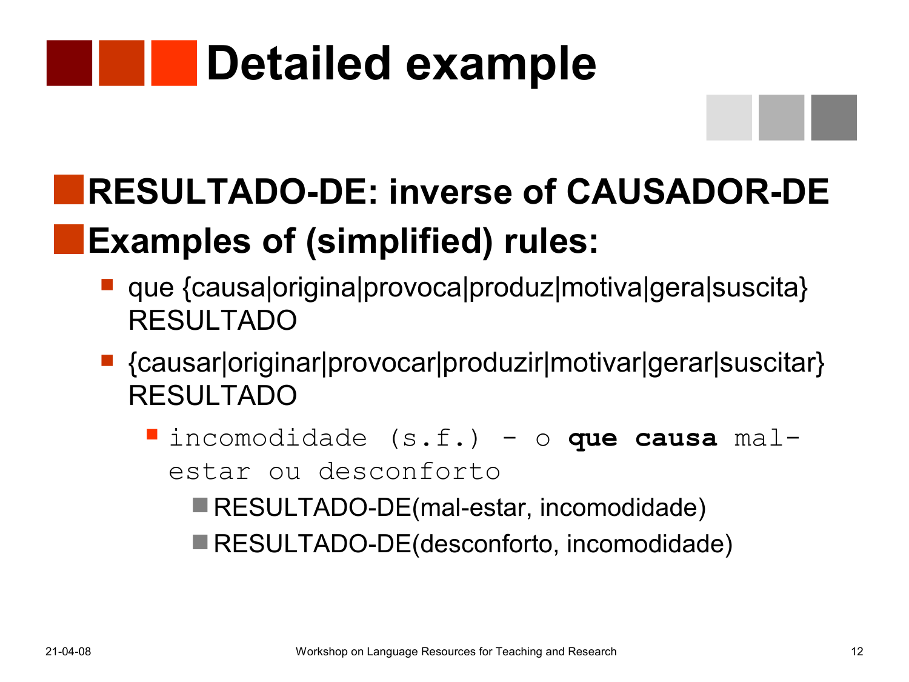# Detailed example

- **RESULTADO-DE: inverse of CAUSADOR-DE**
- **Examples of (simplified) rules:**
  - que {causa|origina|provoca|produz|motiva|gera|suscita} RESULTADO
  - {causar|originar|provocar|produzir|motivar|gerar|suscitar} RESULTADO
    - `incomodidade (s.f.) - o` **`que causa`** `mal-estar ou desconforto`
      - RESULTADO-DE(mal-estar, incomodidade)
      - RESULTADO-DE(desconforto, incomodidade)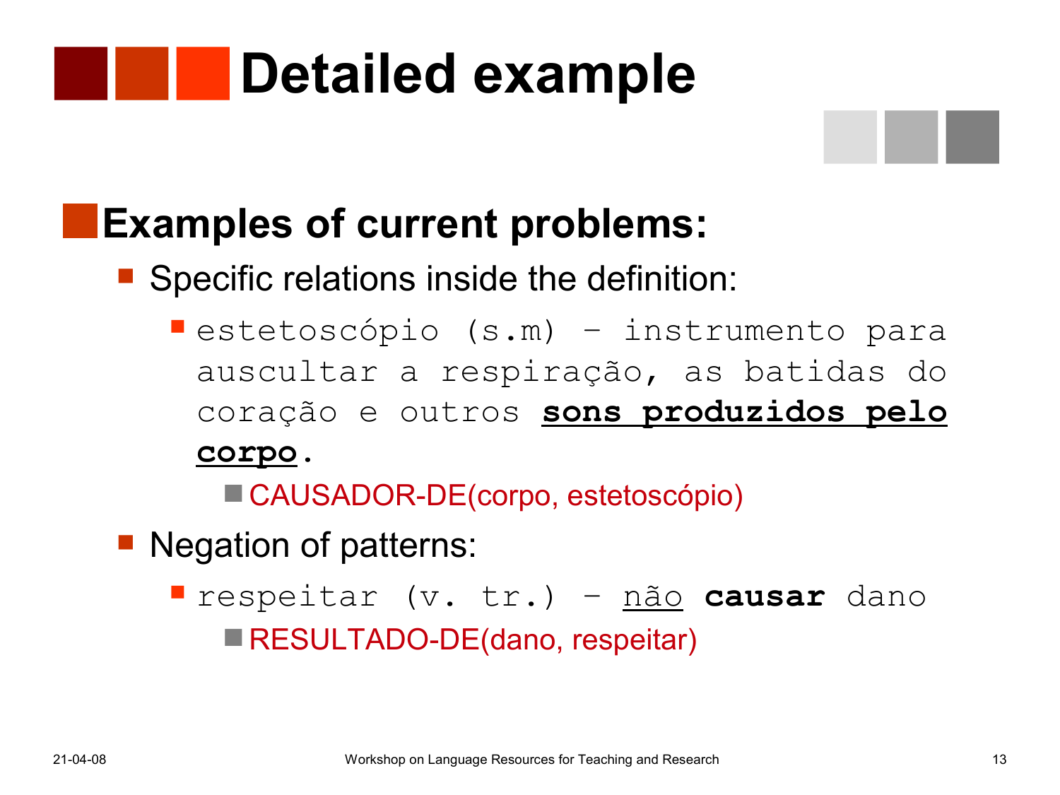# Detailed example

- **Examples of current problems:**
  - Specific relations inside the definition:
    - `estetoscópio (s.m) – instrumento para auscultar a respiração, as batidas do coração e outros` **<u>`sons produzidos pelo corpo`</u>**`.`
      - CAUSADOR-DE(corpo, estetoscópio)
  - Negation of patterns:
    - `respeitar (v. tr.) –` <u>`não`</u> **`causar`** `dano`
      - RESULTADO-DE(dano, respeitar)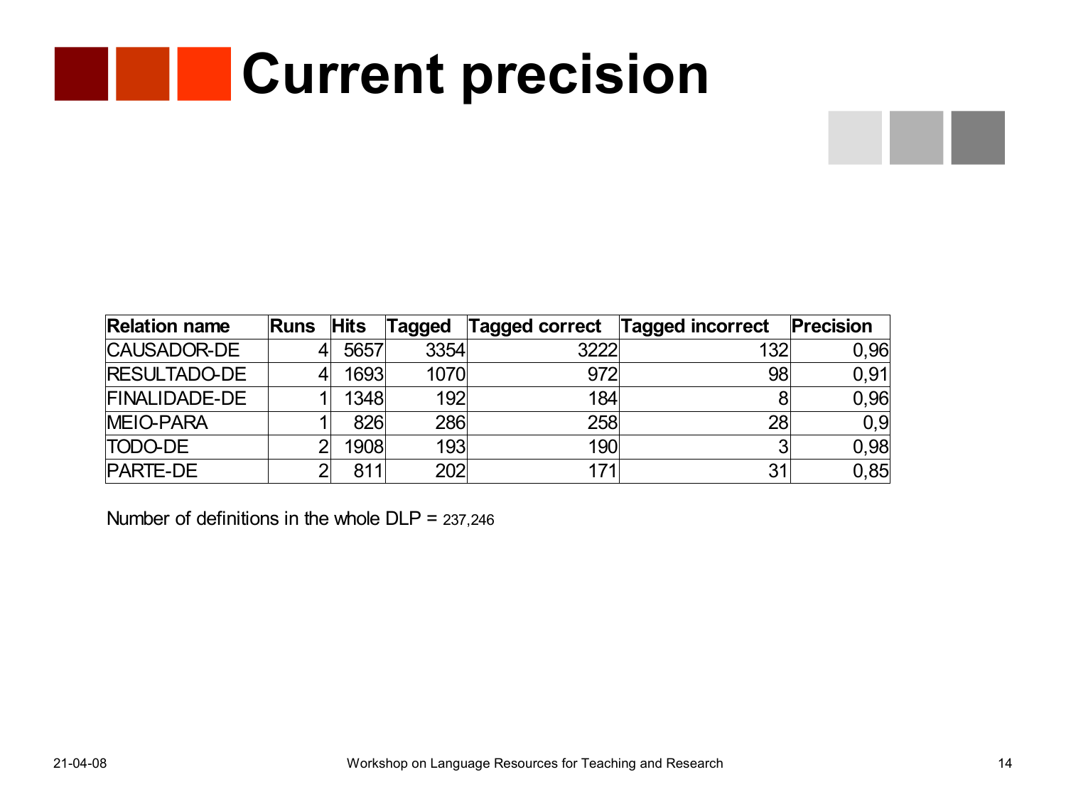# Current precision

| Relation name | Runs | Hits | Tagged | Tagged correct | Tagged incorrect | Precision |
|---|---|---|---|---|---|---|
| CAUSADOR-DE | 4 | 5657 | 3354 | 3222 | 132 | 0,96 |
| RESULTADO-DE | 4 | 1693 | 1070 | 972 | 98 | 0,91 |
| FINALIDADE-DE | 1 | 1348 | 192 | 184 | 8 | 0,96 |
| MEIO-PARA | 1 | 826 | 286 | 258 | 28 | 0,9 |
| TODO-DE | 2 | 1908 | 193 | 190 | 3 | 0,98 |
| PARTE-DE | 2 | 811 | 202 | 171 | 31 | 0,85 |

Number of definitions in the whole DLP = 237,246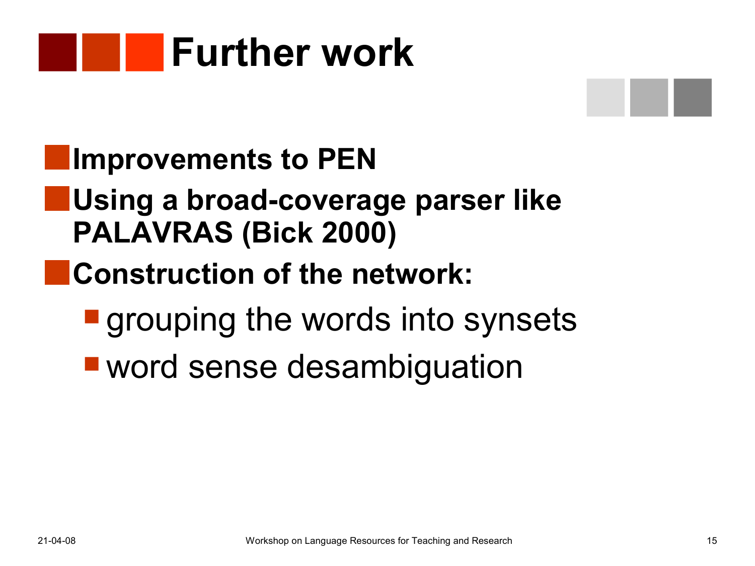# Further work

- **Improvements to PEN**
- **Using a broad-coverage parser like PALAVRAS (Bick 2000)**
- **Construction of the network:**
  - grouping the words into synsets
  - word sense desambiguation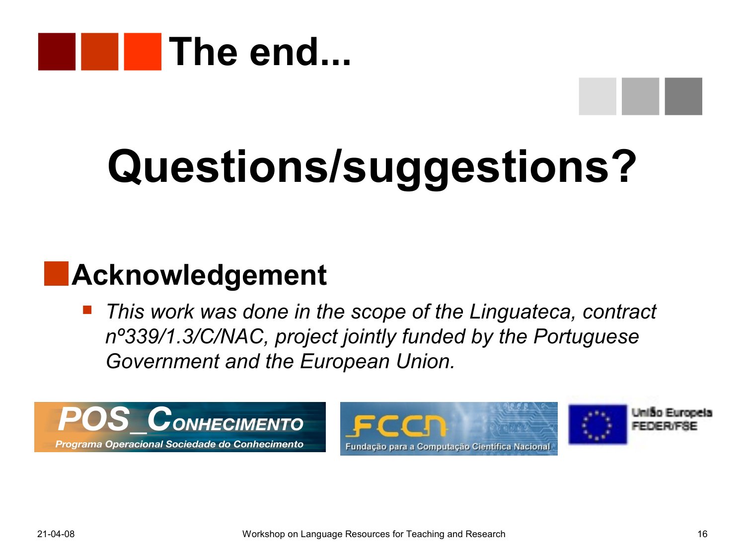# The end...

# Questions/suggestions?

## Acknowledgement

- *This work was done in the scope of the Linguateca, contract nº339/1.3/C/NAC, project jointly funded by the Portuguese Government and the European Union.*

POS_CONHECIMENTO
Programa Operacional Sociedade do Conhecimento

FCCN
Fundação para a Computação Científica Nacional

União Europeia
FEDER/FSE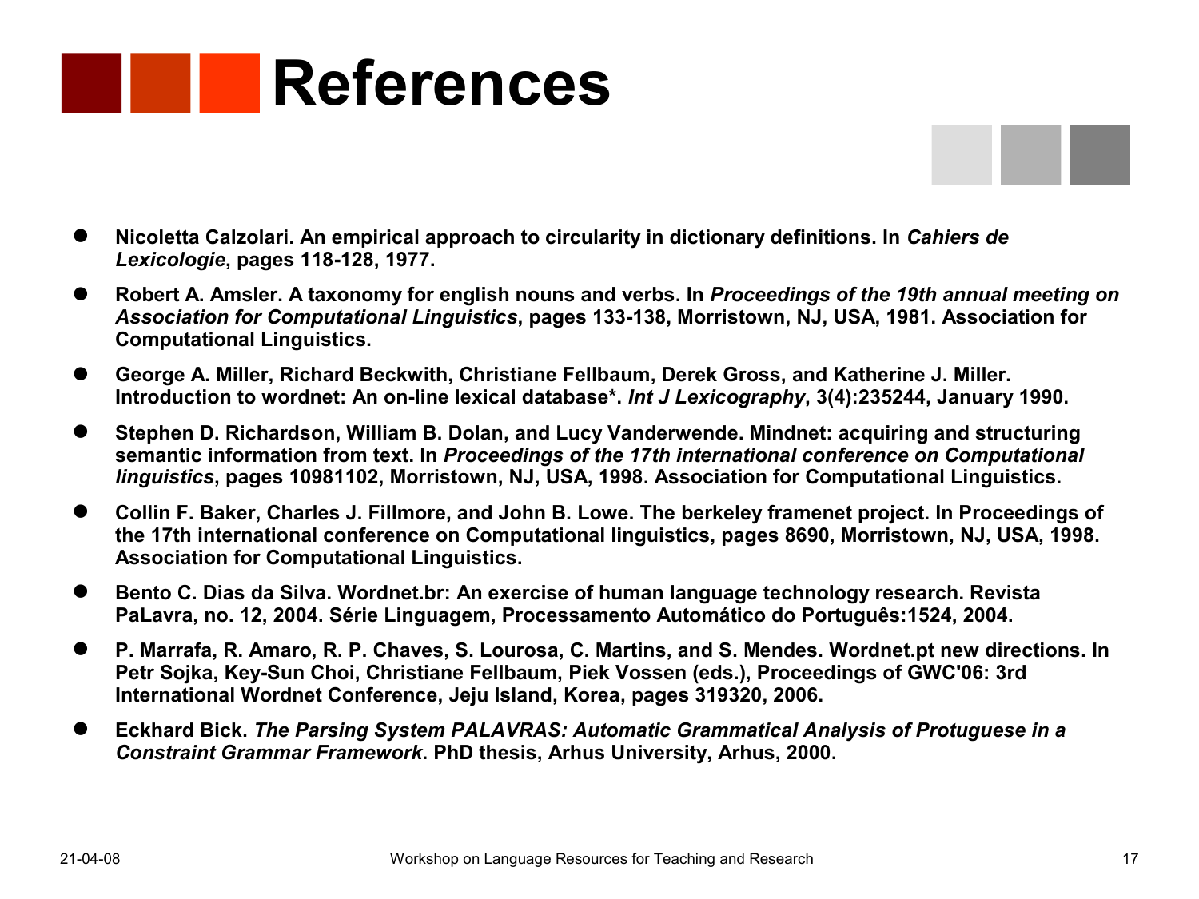# References

- **Nicoletta Calzolari. An empirical approach to circularity in dictionary definitions. In *Cahiers de Lexicologie*, pages 118-128, 1977.**
- **Robert A. Amsler. A taxonomy for english nouns and verbs. In *Proceedings of the 19th annual meeting on Association for Computational Linguistics*, pages 133-138, Morristown, NJ, USA, 1981. Association for Computational Linguistics.**
- **George A. Miller, Richard Beckwith, Christiane Fellbaum, Derek Gross, and Katherine J. Miller. Introduction to wordnet: An on-line lexical database\*. *Int J Lexicography*, 3(4):235244, January 1990.**
- **Stephen D. Richardson, William B. Dolan, and Lucy Vanderwende. Mindnet: acquiring and structuring semantic information from text. In *Proceedings of the 17th international conference on Computational linguistics*, pages 10981102, Morristown, NJ, USA, 1998. Association for Computational Linguistics.**
- **Collin F. Baker, Charles J. Fillmore, and John B. Lowe. The berkeley framenet project. In Proceedings of the 17th international conference on Computational linguistics, pages 8690, Morristown, NJ, USA, 1998. Association for Computational Linguistics.**
- **Bento C. Dias da Silva. Wordnet.br: An exercise of human language technology research. Revista PaLavra, no. 12, 2004. Série Linguagem, Processamento Automático do Português:1524, 2004.**
- **P. Marrafa, R. Amaro, R. P. Chaves, S. Lourosa, C. Martins, and S. Mendes. Wordnet.pt new directions. In Petr Sojka, Key-Sun Choi, Christiane Fellbaum, Piek Vossen (eds.), Proceedings of GWC'06: 3rd International Wordnet Conference, Jeju Island, Korea, pages 319320, 2006.**
- **Eckhard Bick. *The Parsing System PALAVRAS: Automatic Grammatical Analysis of Protuguese in a Constraint Grammar Framework*. PhD thesis, Arhus University, Arhus, 2000.**